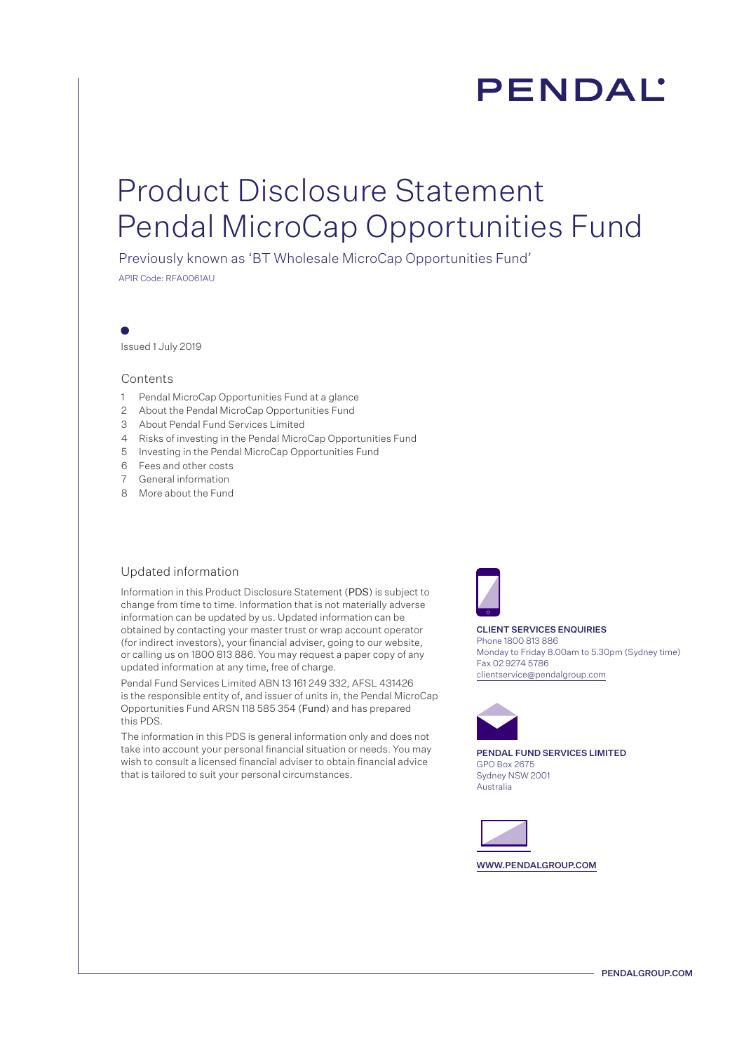PENDAL

# Product Disclosure Statement
# Pendal MicroCap Opportunities Fund

Previously known as 'BT Wholesale MicroCap Opportunities Fund'

APIR Code: RFA0061AU

Issued 1 July 2019

## Contents

1. Pendal MicroCap Opportunities Fund at a glance
2. About the Pendal MicroCap Opportunities Fund
3. About Pendal Fund Services Limited
4. Risks of investing in the Pendal MicroCap Opportunities Fund
5. Investing in the Pendal MicroCap Opportunities Fund
6. Fees and other costs
7. General information
8. More about the Fund

## Updated information

Information in this Product Disclosure Statement (**PDS**) is subject to change from time to time. Information that is not materially adverse information can be updated by us. Updated information can be obtained by contacting your master trust or wrap account operator (for indirect investors), your financial adviser, going to our website, or calling us on 1800 813 886. You may request a paper copy of any updated information at any time, free of charge.

Pendal Fund Services Limited ABN 13 161 249 332, AFSL 431426 is the responsible entity of, and issuer of units in, the Pendal MicroCap Opportunities Fund ARSN 118 585 354 (**Fund**) and has prepared this PDS.

The information in this PDS is general information only and does not take into account your personal financial situation or needs. You may wish to consult a licensed financial adviser to obtain financial advice that is tailored to suit your personal circumstances.

**CLIENT SERVICES ENQUIRIES**
Phone 1800 813 886
Monday to Friday 8.00am to 5.30pm (Sydney time)
Fax 02 9274 5786
clientservice@pendalgroup.com

**PENDAL FUND SERVICES LIMITED**
GPO Box 2675
Sydney NSW 2001
Australia

**WWW.PENDALGROUP.COM**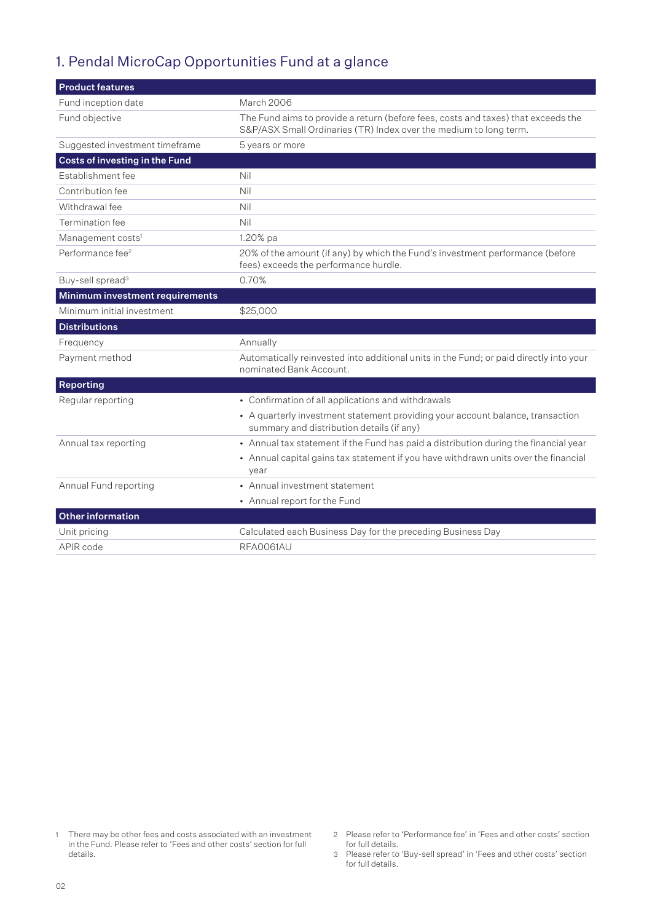## 1. Pendal MicroCap Opportunities Fund at a glance

| **Product features** | |
|---|---|
| Fund inception date | March 2006 |
| Fund objective | The Fund aims to provide a return (before fees, costs and taxes) that exceeds the S&P/ASX Small Ordinaries (TR) Index over the medium to long term. |
| Suggested investment timeframe | 5 years or more |
| **Costs of investing in the Fund** | |
| Establishment fee | Nil |
| Contribution fee | Nil |
| Withdrawal fee | Nil |
| Termination fee | Nil |
| Management costs[1] | 1.20% pa |
| Performance fee[2] | 20% of the amount (if any) by which the Fund's investment performance (before fees) exceeds the performance hurdle. |
| Buy-sell spread[3] | 0.70% |
| **Minimum investment requirements** | |
| Minimum initial investment | $25,000 |
| **Distributions** | |
| Frequency | Annually |
| Payment method | Automatically reinvested into additional units in the Fund; or paid directly into your nominated Bank Account. |
| **Reporting** | |
| Regular reporting | • Confirmation of all applications and withdrawals<br>• A quarterly investment statement providing your account balance, transaction summary and distribution details (if any) |
| Annual tax reporting | • Annual tax statement if the Fund has paid a distribution during the financial year<br>• Annual capital gains tax statement if you have withdrawn units over the financial year |
| Annual Fund reporting | • Annual investment statement<br>• Annual report for the Fund |
| **Other information** | |
| Unit pricing | Calculated each Business Day for the preceding Business Day |
| APIR code | RFA0061AU |

1 There may be other fees and costs associated with an investment in the Fund. Please refer to 'Fees and other costs' section for full details.

2 Please refer to 'Performance fee' in 'Fees and other costs' section for full details.

3 Please refer to 'Buy-sell spread' in 'Fees and other costs' section for full details.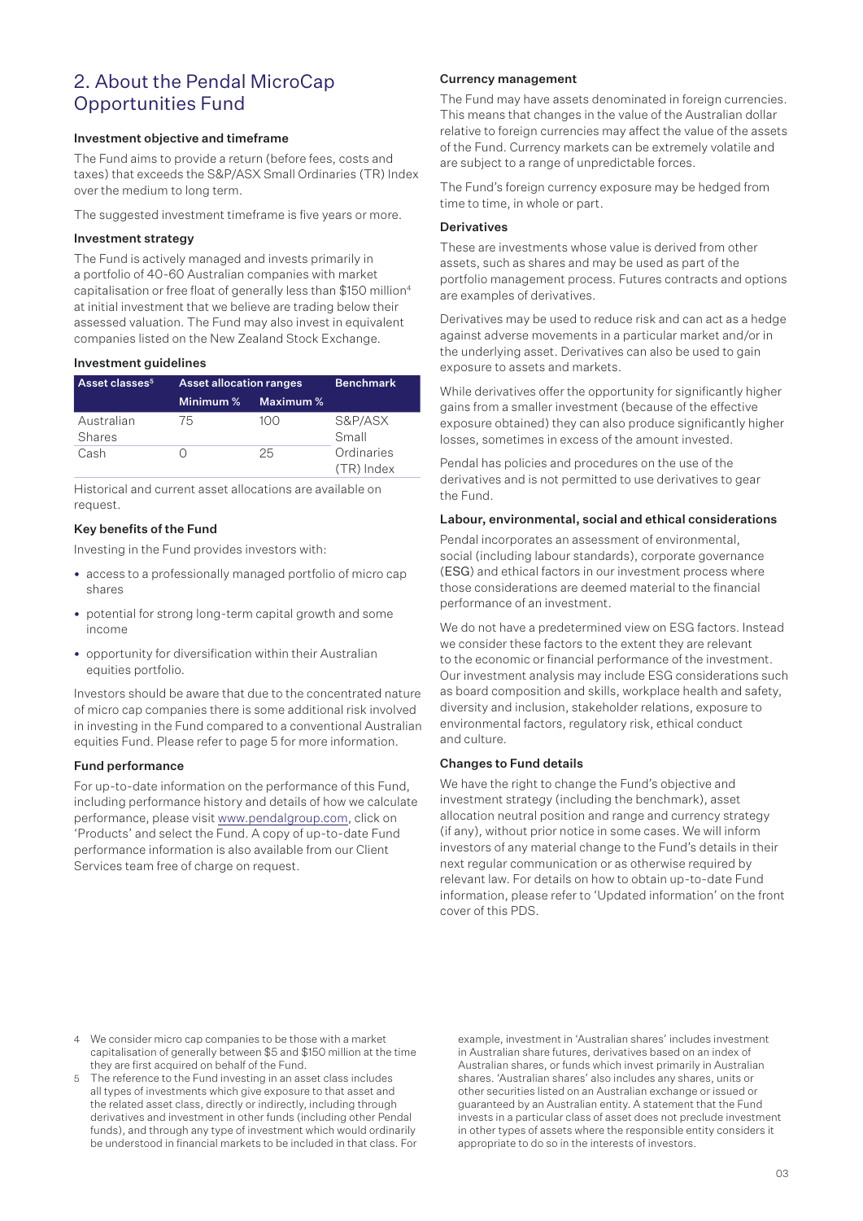## 2. About the Pendal MicroCap Opportunities Fund

### Investment objective and timeframe

The Fund aims to provide a return (before fees, costs and taxes) that exceeds the S&P/ASX Small Ordinaries (TR) Index over the medium to long term.

The suggested investment timeframe is five years or more.

### Investment strategy

The Fund is actively managed and invests primarily in a portfolio of 40-60 Australian companies with market capitalisation or free float of generally less than $150 million[4] at initial investment that we believe are trading below their assessed valuation. The Fund may also invest in equivalent companies listed on the New Zealand Stock Exchange.

### Investment guidelines

| Asset classes[5] | Asset allocation ranges | | Benchmark |
|---|---|---|---|
| | Minimum % | Maximum % | |
| Australian Shares | 75 | 100 | S&P/ASX Small Ordinaries (TR) Index |
| Cash | 0 | 25 | |

Historical and current asset allocations are available on request.

### Key benefits of the Fund

Investing in the Fund provides investors with:

- access to a professionally managed portfolio of micro cap shares
- potential for strong long-term capital growth and some income
- opportunity for diversification within their Australian equities portfolio.

Investors should be aware that due to the concentrated nature of micro cap companies there is some additional risk involved in investing in the Fund compared to a conventional Australian equities Fund. Please refer to page 5 for more information.

### Fund performance

For up-to-date information on the performance of this Fund, including performance history and details of how we calculate performance, please visit www.pendalgroup.com, click on 'Products' and select the Fund. A copy of up-to-date Fund performance information is also available from our Client Services team free of charge on request.

### Currency management

The Fund may have assets denominated in foreign currencies. This means that changes in the value of the Australian dollar relative to foreign currencies may affect the value of the assets of the Fund. Currency markets can be extremely volatile and are subject to a range of unpredictable forces.

The Fund's foreign currency exposure may be hedged from time to time, in whole or part.

### Derivatives

These are investments whose value is derived from other assets, such as shares and may be used as part of the portfolio management process. Futures contracts and options are examples of derivatives.

Derivatives may be used to reduce risk and can act as a hedge against adverse movements in a particular market and/or in the underlying asset. Derivatives can also be used to gain exposure to assets and markets.

While derivatives offer the opportunity for significantly higher gains from a smaller investment (because of the effective exposure obtained) they can also produce significantly higher losses, sometimes in excess of the amount invested.

Pendal has policies and procedures on the use of the derivatives and is not permitted to use derivatives to gear the Fund.

### Labour, environmental, social and ethical considerations

Pendal incorporates an assessment of environmental, social (including labour standards), corporate governance (ESG) and ethical factors in our investment process where those considerations are deemed material to the financial performance of an investment.

We do not have a predetermined view on ESG factors. Instead we consider these factors to the extent they are relevant to the economic or financial performance of the investment. Our investment analysis may include ESG considerations such as board composition and skills, workplace health and safety, diversity and inclusion, stakeholder relations, exposure to environmental factors, regulatory risk, ethical conduct and culture.

### Changes to Fund details

We have the right to change the Fund's objective and investment strategy (including the benchmark), asset allocation neutral position and range and currency strategy (if any), without prior notice in some cases. We will inform investors of any material change to the Fund's details in their next regular communication or as otherwise required by relevant law. For details on how to obtain up-to-date Fund information, please refer to 'Updated information' on the front cover of this PDS.

---

4 We consider micro cap companies to be those with a market capitalisation of generally between $5 and $150 million at the time they are first acquired on behalf of the Fund.

5 The reference to the Fund investing in an asset class includes all types of investments which give exposure to that asset and the related asset class, directly or indirectly, including through derivatives and investment in other funds (including other Pendal funds), and through any type of investment which would ordinarily be understood in financial markets to be included in that class. For example, investment in 'Australian shares' includes investment in Australian share futures, derivatives based on an index of Australian shares, or funds which invest primarily in Australian shares. 'Australian shares' also includes any shares, units or other securities listed on an Australian exchange or issued or guaranteed by an Australian entity. A statement that the Fund invests in a particular class of asset does not preclude investment in other types of assets where the responsible entity considers it appropriate to do so in the interests of investors.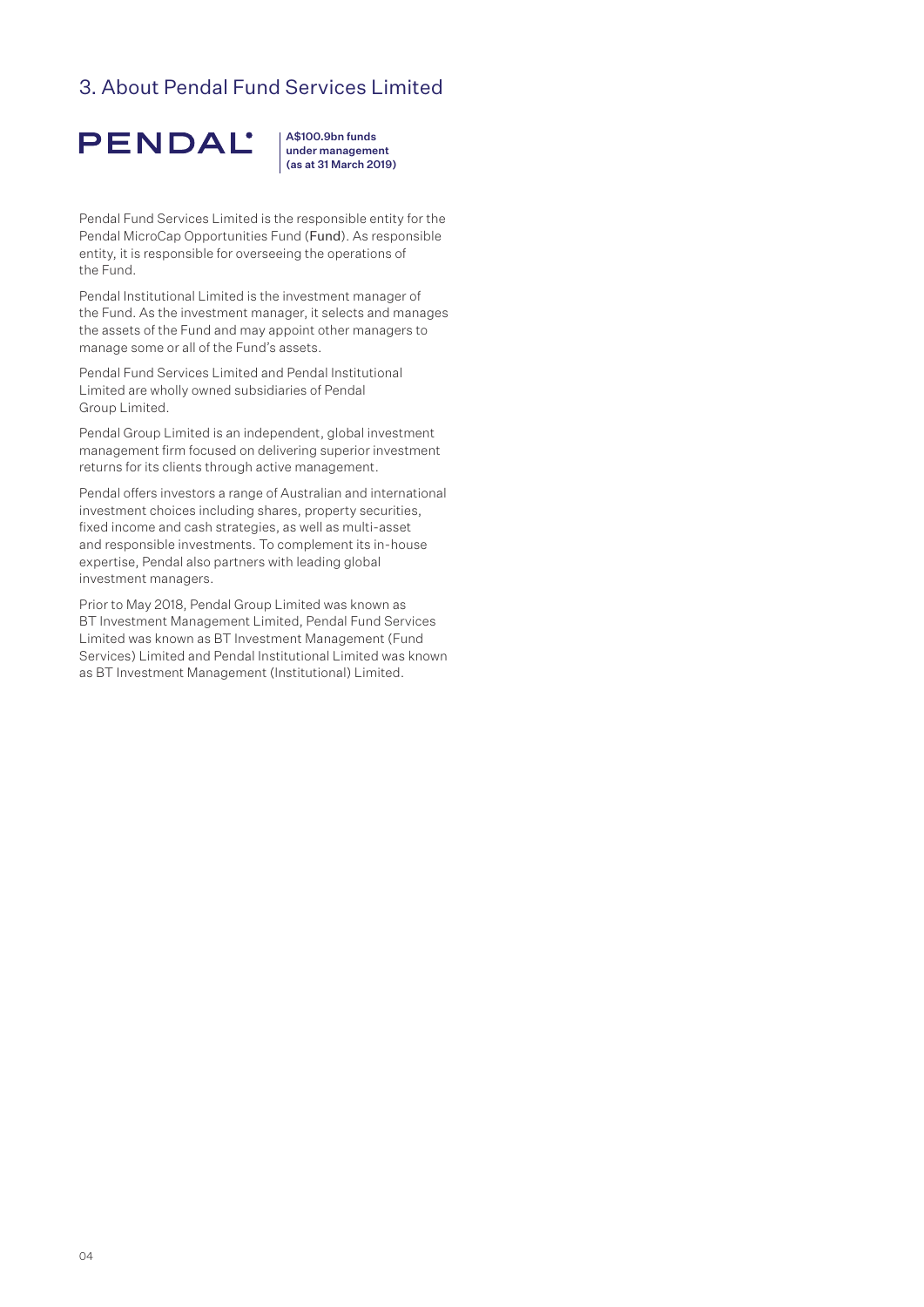# 3. About Pendal Fund Services Limited

**PENDAL**

**A$100.9bn funds under management (as at 31 March 2019)**

Pendal Fund Services Limited is the responsible entity for the Pendal MicroCap Opportunities Fund (Fund). As responsible entity, it is responsible for overseeing the operations of the Fund.

Pendal Institutional Limited is the investment manager of the Fund. As the investment manager, it selects and manages the assets of the Fund and may appoint other managers to manage some or all of the Fund's assets.

Pendal Fund Services Limited and Pendal Institutional Limited are wholly owned subsidiaries of Pendal Group Limited.

Pendal Group Limited is an independent, global investment management firm focused on delivering superior investment returns for its clients through active management.

Pendal offers investors a range of Australian and international investment choices including shares, property securities, fixed income and cash strategies, as well as multi-asset and responsible investments. To complement its in-house expertise, Pendal also partners with leading global investment managers.

Prior to May 2018, Pendal Group Limited was known as BT Investment Management Limited, Pendal Fund Services Limited was known as BT Investment Management (Fund Services) Limited and Pendal Institutional Limited was known as BT Investment Management (Institutional) Limited.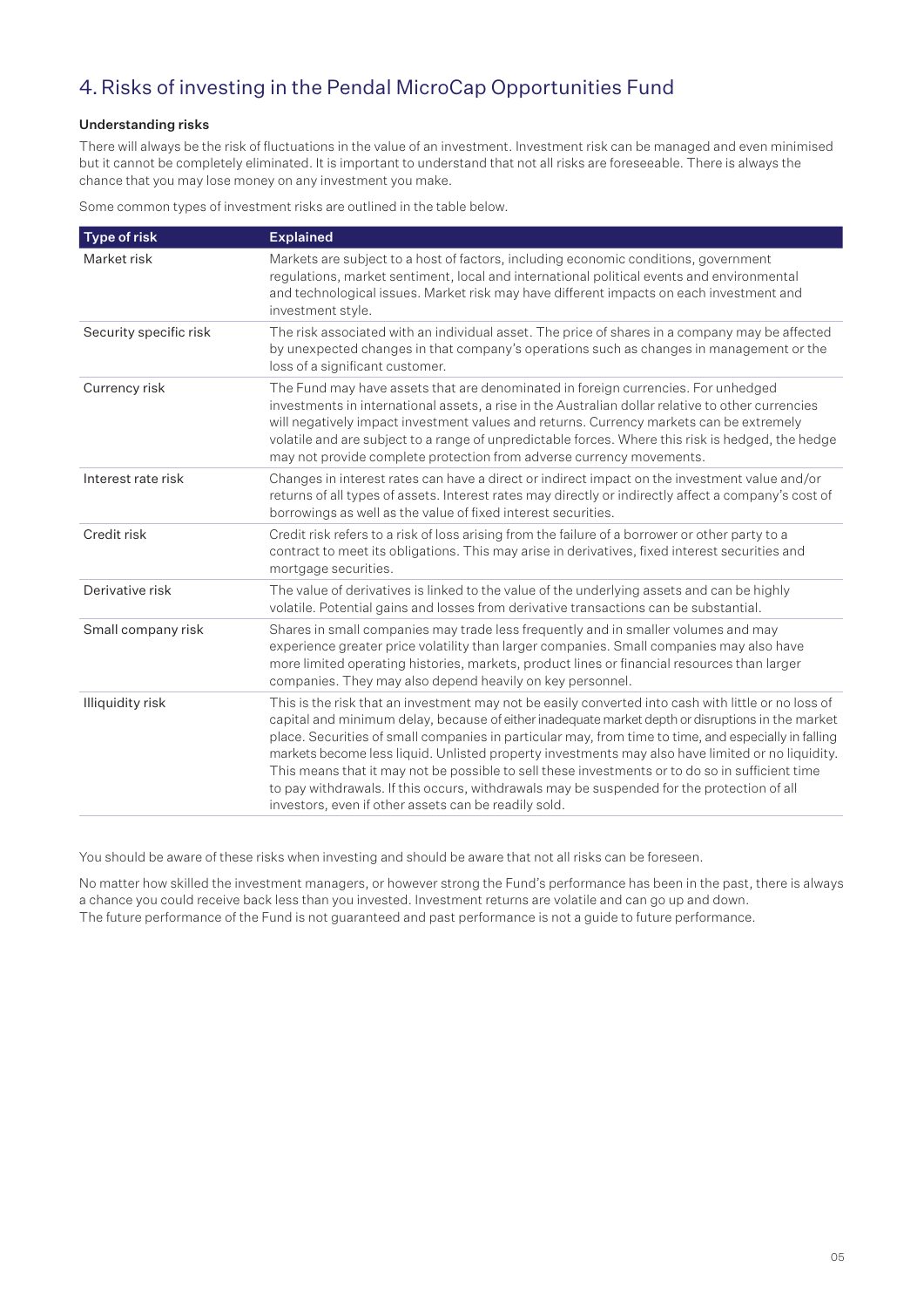## 4. Risks of investing in the Pendal MicroCap Opportunities Fund

### Understanding risks

There will always be the risk of fluctuations in the value of an investment. Investment risk can be managed and even minimised but it cannot be completely eliminated. It is important to understand that not all risks are foreseeable. There is always the chance that you may lose money on any investment you make.

Some common types of investment risks are outlined in the table below.

| Type of risk | Explained |
|---|---|
| Market risk | Markets are subject to a host of factors, including economic conditions, government regulations, market sentiment, local and international political events and environmental and technological issues. Market risk may have different impacts on each investment and investment style. |
| Security specific risk | The risk associated with an individual asset. The price of shares in a company may be affected by unexpected changes in that company's operations such as changes in management or the loss of a significant customer. |
| Currency risk | The Fund may have assets that are denominated in foreign currencies. For unhedged investments in international assets, a rise in the Australian dollar relative to other currencies will negatively impact investment values and returns. Currency markets can be extremely volatile and are subject to a range of unpredictable forces. Where this risk is hedged, the hedge may not provide complete protection from adverse currency movements. |
| Interest rate risk | Changes in interest rates can have a direct or indirect impact on the investment value and/or returns of all types of assets. Interest rates may directly or indirectly affect a company's cost of borrowings as well as the value of fixed interest securities. |
| Credit risk | Credit risk refers to a risk of loss arising from the failure of a borrower or other party to a contract to meet its obligations. This may arise in derivatives, fixed interest securities and mortgage securities. |
| Derivative risk | The value of derivatives is linked to the value of the underlying assets and can be highly volatile. Potential gains and losses from derivative transactions can be substantial. |
| Small company risk | Shares in small companies may trade less frequently and in smaller volumes and may experience greater price volatility than larger companies. Small companies may also have more limited operating histories, markets, product lines or financial resources than larger companies. They may also depend heavily on key personnel. |
| Illiquidity risk | This is the risk that an investment may not be easily converted into cash with little or no loss of capital and minimum delay, because of either inadequate market depth or disruptions in the market place. Securities of small companies in particular may, from time to time, and especially in falling markets become less liquid. Unlisted property investments may also have limited or no liquidity. This means that it may not be possible to sell these investments or to do so in sufficient time to pay withdrawals. If this occurs, withdrawals may be suspended for the protection of all investors, even if other assets can be readily sold. |

You should be aware of these risks when investing and should be aware that not all risks can be foreseen.

No matter how skilled the investment managers, or however strong the Fund's performance has been in the past, there is always a chance you could receive back less than you invested. Investment returns are volatile and can go up and down. The future performance of the Fund is not guaranteed and past performance is not a guide to future performance.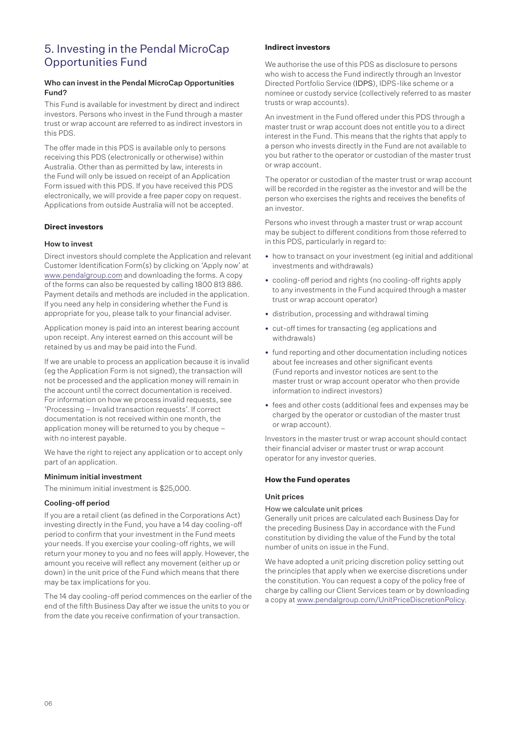# 5. Investing in the Pendal MicroCap Opportunities Fund

### Who can invest in the Pendal MicroCap Opportunities Fund?

This Fund is available for investment by direct and indirect investors. Persons who invest in the Fund through a master trust or wrap account are referred to as indirect investors in this PDS.

The offer made in this PDS is available only to persons receiving this PDS (electronically or otherwise) within Australia. Other than as permitted by law, interests in the Fund will only be issued on receipt of an Application Form issued with this PDS. If you have received this PDS electronically, we will provide a free paper copy on request. Applications from outside Australia will not be accepted.

## Direct investors

### How to invest

Direct investors should complete the Application and relevant Customer Identification Form(s) by clicking on 'Apply now' at www.pendalgroup.com and downloading the forms. A copy of the forms can also be requested by calling 1800 813 886. Payment details and methods are included in the application. If you need any help in considering whether the Fund is appropriate for you, please talk to your financial adviser.

Application money is paid into an interest bearing account upon receipt. Any interest earned on this account will be retained by us and may be paid into the Fund.

If we are unable to process an application because it is invalid (eg the Application Form is not signed), the transaction will not be processed and the application money will remain in the account until the correct documentation is received. For information on how we process invalid requests, see 'Processing – Invalid transaction requests'. If correct documentation is not received within one month, the application money will be returned to you by cheque – with no interest payable.

We have the right to reject any application or to accept only part of an application.

### Minimum initial investment

The minimum initial investment is $25,000.

### Cooling-off period

If you are a retail client (as defined in the Corporations Act) investing directly in the Fund, you have a 14 day cooling-off period to confirm that your investment in the Fund meets your needs. If you exercise your cooling-off rights, we will return your money to you and no fees will apply. However, the amount you receive will reflect any movement (either up or down) in the unit price of the Fund which means that there may be tax implications for you.

The 14 day cooling-off period commences on the earlier of the end of the fifth Business Day after we issue the units to you or from the date you receive confirmation of your transaction.

## Indirect investors

We authorise the use of this PDS as disclosure to persons who wish to access the Fund indirectly through an Investor Directed Portfolio Service (IDPS), IDPS-like scheme or a nominee or custody service (collectively referred to as master trusts or wrap accounts).

An investment in the Fund offered under this PDS through a master trust or wrap account does not entitle you to a direct interest in the Fund. This means that the rights that apply to a person who invests directly in the Fund are not available to you but rather to the operator or custodian of the master trust or wrap account.

The operator or custodian of the master trust or wrap account will be recorded in the register as the investor and will be the person who exercises the rights and receives the benefits of an investor.

Persons who invest through a master trust or wrap account may be subject to different conditions from those referred to in this PDS, particularly in regard to:

- how to transact on your investment (eg initial and additional investments and withdrawals)
- cooling-off period and rights (no cooling-off rights apply to any investments in the Fund acquired through a master trust or wrap account operator)
- distribution, processing and withdrawal timing
- cut-off times for transacting (eg applications and withdrawals)
- fund reporting and other documentation including notices about fee increases and other significant events (Fund reports and investor notices are sent to the master trust or wrap account operator who then provide information to indirect investors)
- fees and other costs (additional fees and expenses may be charged by the operator or custodian of the master trust or wrap account).

Investors in the master trust or wrap account should contact their financial adviser or master trust or wrap account operator for any investor queries.

## How the Fund operates

### Unit prices

#### How we calculate unit prices

Generally unit prices are calculated each Business Day for the preceding Business Day in accordance with the Fund constitution by dividing the value of the Fund by the total number of units on issue in the Fund.

We have adopted a unit pricing discretion policy setting out the principles that apply when we exercise discretions under the constitution. You can request a copy of the policy free of charge by calling our Client Services team or by downloading a copy at www.pendalgroup.com/UnitPriceDiscretionPolicy.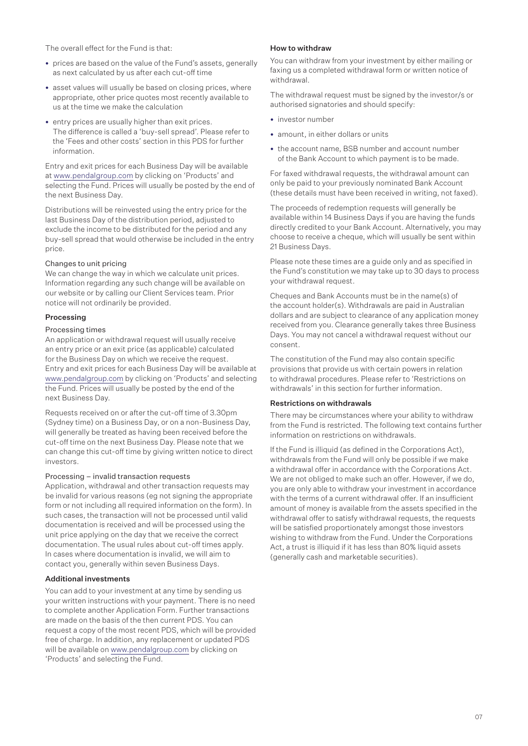The overall effect for the Fund is that:

- prices are based on the value of the Fund's assets, generally as next calculated by us after each cut-off time
- asset values will usually be based on closing prices, where appropriate, other price quotes most recently available to us at the time we make the calculation
- entry prices are usually higher than exit prices. The difference is called a 'buy-sell spread'. Please refer to the 'Fees and other costs' section in this PDS for further information.

Entry and exit prices for each Business Day will be available at www.pendalgroup.com by clicking on 'Products' and selecting the Fund. Prices will usually be posted by the end of the next Business Day.

Distributions will be reinvested using the entry price for the last Business Day of the distribution period, adjusted to exclude the income to be distributed for the period and any buy-sell spread that would otherwise be included in the entry price.

#### Changes to unit pricing

We can change the way in which we calculate unit prices. Information regarding any such change will be available on our website or by calling our Client Services team. Prior notice will not ordinarily be provided.

### Processing

#### Processing times

An application or withdrawal request will usually receive an entry price or an exit price (as applicable) calculated for the Business Day on which we receive the request. Entry and exit prices for each Business Day will be available at www.pendalgroup.com by clicking on 'Products' and selecting the Fund. Prices will usually be posted by the end of the next Business Day.

Requests received on or after the cut-off time of 3.30pm (Sydney time) on a Business Day, or on a non-Business Day, will generally be treated as having been received before the cut-off time on the next Business Day. Please note that we can change this cut-off time by giving written notice to direct investors.

#### Processing – invalid transaction requests

Application, withdrawal and other transaction requests may be invalid for various reasons (eg not signing the appropriate form or not including all required information on the form). In such cases, the transaction will not be processed until valid documentation is received and will be processed using the unit price applying on the day that we receive the correct documentation. The usual rules about cut-off times apply. In cases where documentation is invalid, we will aim to contact you, generally within seven Business Days.

### Additional investments

You can add to your investment at any time by sending us your written instructions with your payment. There is no need to complete another Application Form. Further transactions are made on the basis of the then current PDS. You can request a copy of the most recent PDS, which will be provided free of charge. In addition, any replacement or updated PDS will be available on www.pendalgroup.com by clicking on 'Products' and selecting the Fund.

### How to withdraw

You can withdraw from your investment by either mailing or faxing us a completed withdrawal form or written notice of withdrawal.

The withdrawal request must be signed by the investor/s or authorised signatories and should specify:

- investor number
- amount, in either dollars or units
- the account name, BSB number and account number of the Bank Account to which payment is to be made.

For faxed withdrawal requests, the withdrawal amount can only be paid to your previously nominated Bank Account (these details must have been received in writing, not faxed).

The proceeds of redemption requests will generally be available within 14 Business Days if you are having the funds directly credited to your Bank Account. Alternatively, you may choose to receive a cheque, which will usually be sent within 21 Business Days.

Please note these times are a guide only and as specified in the Fund's constitution we may take up to 30 days to process your withdrawal request.

Cheques and Bank Accounts must be in the name(s) of the account holder(s). Withdrawals are paid in Australian dollars and are subject to clearance of any application money received from you. Clearance generally takes three Business Days. You may not cancel a withdrawal request without our consent.

The constitution of the Fund may also contain specific provisions that provide us with certain powers in relation to withdrawal procedures. Please refer to 'Restrictions on withdrawals' in this section for further information.

### Restrictions on withdrawals

There may be circumstances where your ability to withdraw from the Fund is restricted. The following text contains further information on restrictions on withdrawals.

If the Fund is illiquid (as defined in the Corporations Act), withdrawals from the Fund will only be possible if we make a withdrawal offer in accordance with the Corporations Act. We are not obliged to make such an offer. However, if we do, you are only able to withdraw your investment in accordance with the terms of a current withdrawal offer. If an insufficient amount of money is available from the assets specified in the withdrawal offer to satisfy withdrawal requests, the requests will be satisfied proportionately amongst those investors wishing to withdraw from the Fund. Under the Corporations Act, a trust is illiquid if it has less than 80% liquid assets (generally cash and marketable securities).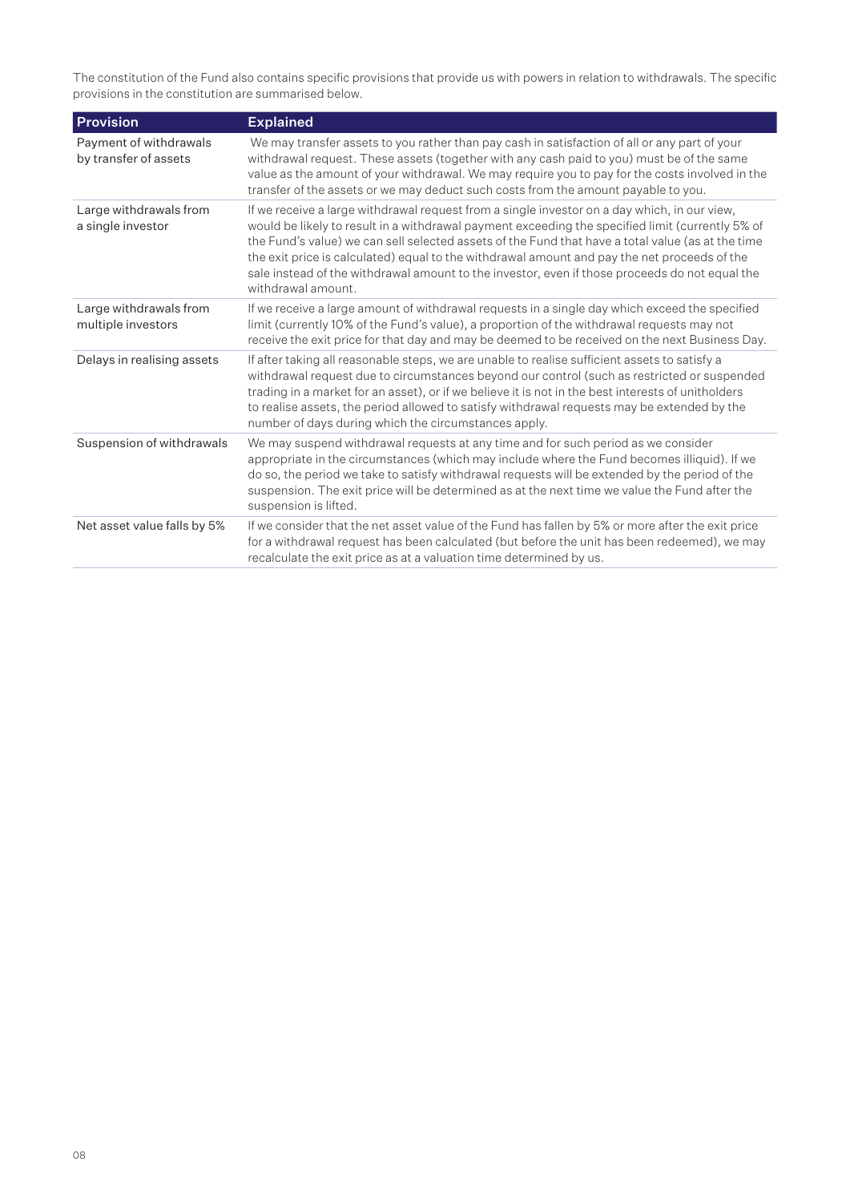The constitution of the Fund also contains specific provisions that provide us with powers in relation to withdrawals. The specific provisions in the constitution are summarised below.

| Provision | Explained |
| --- | --- |
| Payment of withdrawals by transfer of assets | We may transfer assets to you rather than pay cash in satisfaction of all or any part of your withdrawal request. These assets (together with any cash paid to you) must be of the same value as the amount of your withdrawal. We may require you to pay for the costs involved in the transfer of the assets or we may deduct such costs from the amount payable to you. |
| Large withdrawals from a single investor | If we receive a large withdrawal request from a single investor on a day which, in our view, would be likely to result in a withdrawal payment exceeding the specified limit (currently 5% of the Fund's value) we can sell selected assets of the Fund that have a total value (as at the time the exit price is calculated) equal to the withdrawal amount and pay the net proceeds of the sale instead of the withdrawal amount to the investor, even if those proceeds do not equal the withdrawal amount. |
| Large withdrawals from multiple investors | If we receive a large amount of withdrawal requests in a single day which exceed the specified limit (currently 10% of the Fund's value), a proportion of the withdrawal requests may not receive the exit price for that day and may be deemed to be received on the next Business Day. |
| Delays in realising assets | If after taking all reasonable steps, we are unable to realise sufficient assets to satisfy a withdrawal request due to circumstances beyond our control (such as restricted or suspended trading in a market for an asset), or if we believe it is not in the best interests of unitholders to realise assets, the period allowed to satisfy withdrawal requests may be extended by the number of days during which the circumstances apply. |
| Suspension of withdrawals | We may suspend withdrawal requests at any time and for such period as we consider appropriate in the circumstances (which may include where the Fund becomes illiquid). If we do so, the period we take to satisfy withdrawal requests will be extended by the period of the suspension. The exit price will be determined as at the next time we value the Fund after the suspension is lifted. |
| Net asset value falls by 5% | If we consider that the net asset value of the Fund has fallen by 5% or more after the exit price for a withdrawal request has been calculated (but before the unit has been redeemed), we may recalculate the exit price as at a valuation time determined by us. |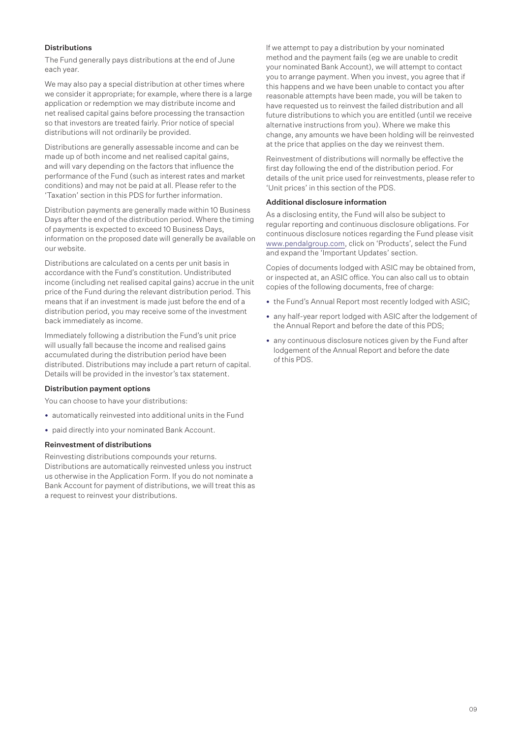### Distributions

The Fund generally pays distributions at the end of June each year.

We may also pay a special distribution at other times where we consider it appropriate; for example, where there is a large application or redemption we may distribute income and net realised capital gains before processing the transaction so that investors are treated fairly. Prior notice of special distributions will not ordinarily be provided.

Distributions are generally assessable income and can be made up of both income and net realised capital gains, and will vary depending on the factors that influence the performance of the Fund (such as interest rates and market conditions) and may not be paid at all. Please refer to the 'Taxation' section in this PDS for further information.

Distribution payments are generally made within 10 Business Days after the end of the distribution period. Where the timing of payments is expected to exceed 10 Business Days, information on the proposed date will generally be available on our website.

Distributions are calculated on a cents per unit basis in accordance with the Fund's constitution. Undistributed income (including net realised capital gains) accrue in the unit price of the Fund during the relevant distribution period. This means that if an investment is made just before the end of a distribution period, you may receive some of the investment back immediately as income.

Immediately following a distribution the Fund's unit price will usually fall because the income and realised gains accumulated during the distribution period have been distributed. Distributions may include a part return of capital. Details will be provided in the investor's tax statement.

### Distribution payment options

You can choose to have your distributions:

- automatically reinvested into additional units in the Fund
- paid directly into your nominated Bank Account.

### Reinvestment of distributions

Reinvesting distributions compounds your returns. Distributions are automatically reinvested unless you instruct us otherwise in the Application Form. If you do not nominate a Bank Account for payment of distributions, we will treat this as a request to reinvest your distributions.

If we attempt to pay a distribution by your nominated method and the payment fails (eg we are unable to credit your nominated Bank Account), we will attempt to contact you to arrange payment. When you invest, you agree that if this happens and we have been unable to contact you after reasonable attempts have been made, you will be taken to have requested us to reinvest the failed distribution and all future distributions to which you are entitled (until we receive alternative instructions from you). Where we make this change, any amounts we have been holding will be reinvested at the price that applies on the day we reinvest them.

Reinvestment of distributions will normally be effective the first day following the end of the distribution period. For details of the unit price used for reinvestments, please refer to 'Unit prices' in this section of the PDS.

### Additional disclosure information

As a disclosing entity, the Fund will also be subject to regular reporting and continuous disclosure obligations. For continuous disclosure notices regarding the Fund please visit www.pendalgroup.com, click on 'Products', select the Fund and expand the 'Important Updates' section.

Copies of documents lodged with ASIC may be obtained from, or inspected at, an ASIC office. You can also call us to obtain copies of the following documents, free of charge:

- the Fund's Annual Report most recently lodged with ASIC;
- any half-year report lodged with ASIC after the lodgement of the Annual Report and before the date of this PDS;
- any continuous disclosure notices given by the Fund after lodgement of the Annual Report and before the date of this PDS.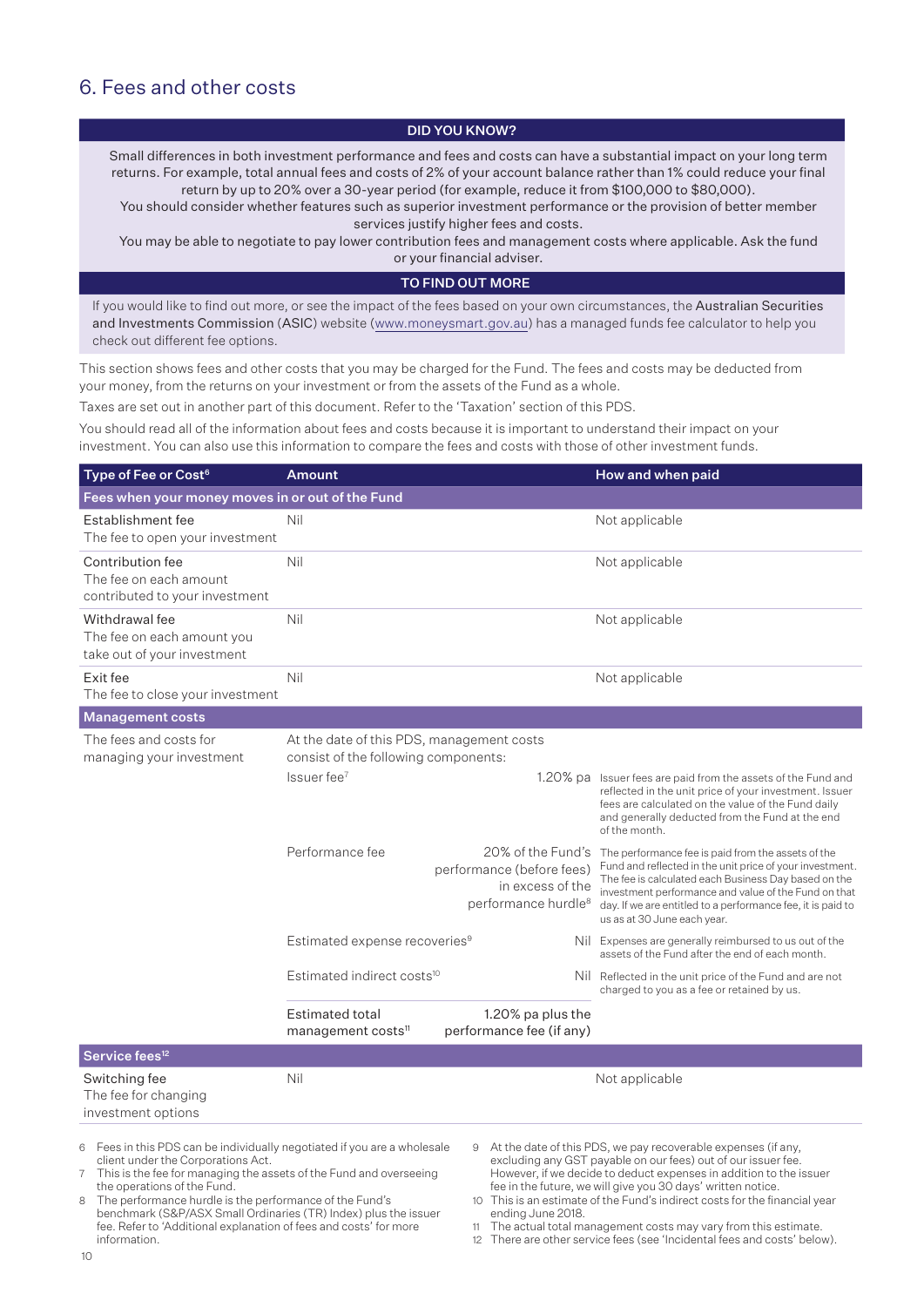## 6. Fees and other costs

**DID YOU KNOW?**

Small differences in both investment performance and fees and costs can have a substantial impact on your long term returns. For example, total annual fees and costs of 2% of your account balance rather than 1% could reduce your final return by up to 20% over a 30-year period (for example, reduce it from $100,000 to $80,000).

You should consider whether features such as superior investment performance or the provision of better member services justify higher fees and costs.

You may be able to negotiate to pay lower contribution fees and management costs where applicable. Ask the fund or your financial adviser.

**TO FIND OUT MORE**

If you would like to find out more, or see the impact of the fees based on your own circumstances, the Australian Securities and Investments Commission (ASIC) website (www.moneysmart.gov.au) has a managed funds fee calculator to help you check out different fee options.

This section shows fees and other costs that you may be charged for the Fund. The fees and costs may be deducted from your money, from the returns on your investment or from the assets of the Fund as a whole.

Taxes are set out in another part of this document. Refer to the 'Taxation' section of this PDS.

You should read all of the information about fees and costs because it is important to understand their impact on your investment. You can also use this information to compare the fees and costs with those of other investment funds.

| Type of Fee or Cost[6] | Amount | | How and when paid |
|---|---|---|---|
| **Fees when your money moves in or out of the Fund** | | | |
| Establishment fee<br>The fee to open your investment | Nil | | Not applicable |
| Contribution fee<br>The fee on each amount contributed to your investment | Nil | | Not applicable |
| Withdrawal fee<br>The fee on each amount you take out of your investment | Nil | | Not applicable |
| Exit fee<br>The fee to close your investment | Nil | | Not applicable |
| **Management costs** | | | |
| The fees and costs for managing your investment | At the date of this PDS, management costs consist of the following components: | | |
| | Issuer fee[7] | 1.20% pa | Issuer fees are paid from the assets of the Fund and reflected in the unit price of your investment. Issuer fees are calculated on the value of the Fund daily and generally deducted from the Fund at the end of the month. |
| | Performance fee | 20% of the Fund's performance (before fees) in excess of the performance hurdle[8] | The performance fee is paid from the assets of the Fund and reflected in the unit price of your investment. The fee is calculated each Business Day based on the investment performance and value of the Fund on that day. If we are entitled to a performance fee, it is paid to us as at 30 June each year. |
| | Estimated expense recoveries[9] | Nil | Expenses are generally reimbursed to us out of the assets of the Fund after the end of each month. |
| | Estimated indirect costs[10] | Nil | Reflected in the unit price of the Fund and are not charged to you as a fee or retained by us. |
| | Estimated total management costs[11] | 1.20% pa plus the performance fee (if any) | |
| **Service fees[12]** | | | |
| Switching fee<br>The fee for changing investment options | Nil | | Not applicable |

6 Fees in this PDS can be individually negotiated if you are a wholesale client under the Corporations Act.

7 This is the fee for managing the assets of the Fund and overseeing the operations of the Fund.

8 The performance hurdle is the performance of the Fund's benchmark (S&P/ASX Small Ordinaries (TR) Index) plus the issuer fee. Refer to 'Additional explanation of fees and costs' for more information.

9 At the date of this PDS, we pay recoverable expenses (if any, excluding any GST payable on our fees) out of our issuer fee. However, if we decide to deduct expenses in addition to the issuer fee in the future, we will give you 30 days' written notice.

10 This is an estimate of the Fund's indirect costs for the financial year ending June 2018.

11 The actual total management costs may vary from this estimate.

12 There are other service fees (see 'Incidental fees and costs' below).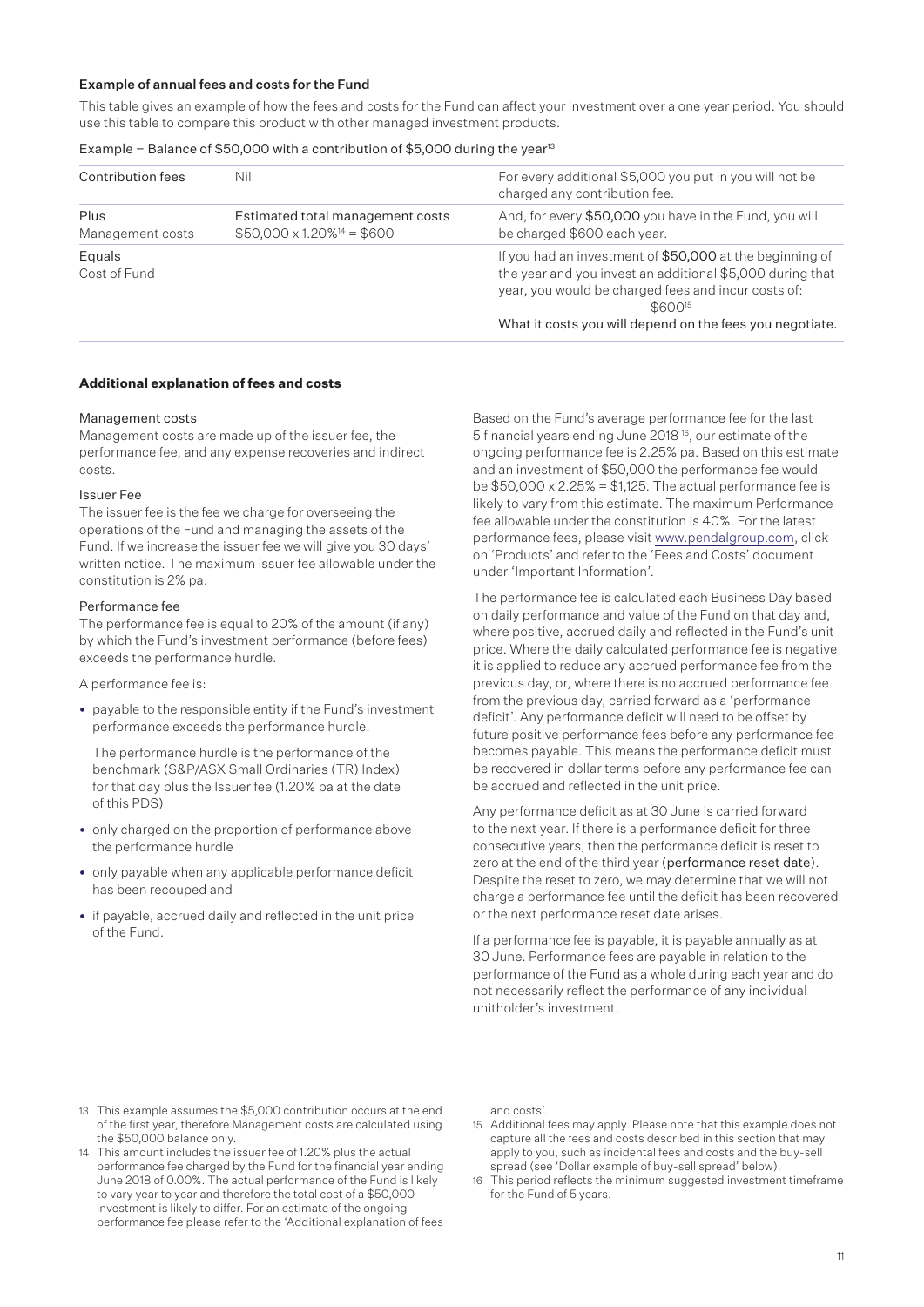#### Example of annual fees and costs for the Fund

This table gives an example of how the fees and costs for the Fund can affect your investment over a one year period. You should use this table to compare this product with other managed investment products.

Example – Balance of $50,000 with a contribution of $5,000 during the year[13]

| | | |
|---|---|---|
| Contribution fees | Nil | For every additional $5,000 you put in you will not be charged any contribution fee. |
| Plus<br>Management costs | Estimated total management costs<br>$50,000 x 1.20%[14] = $600 | And, for every **$50,000** you have in the Fund, you will be charged $600 each year. |
| Equals<br>Cost of Fund | | If you had an investment of **$50,000** at the beginning of the year and you invest an additional $5,000 during that year, you would be charged fees and incur costs of:<br>$600[15]<br>What it costs you will depend on the fees you negotiate. |

#### Additional explanation of fees and costs

Management costs

Management costs are made up of the issuer fee, the performance fee, and any expense recoveries and indirect costs.

Issuer Fee

The issuer fee is the fee we charge for overseeing the operations of the Fund and managing the assets of the Fund. If we increase the issuer fee we will give you 30 days' written notice. The maximum issuer fee allowable under the constitution is 2% pa.

Performance fee

The performance fee is equal to 20% of the amount (if any) by which the Fund's investment performance (before fees) exceeds the performance hurdle.

A performance fee is:

- payable to the responsible entity if the Fund's investment performance exceeds the performance hurdle.

  The performance hurdle is the performance of the benchmark (S&P/ASX Small Ordinaries (TR) Index) for that day plus the Issuer fee (1.20% pa at the date of this PDS)

- only charged on the proportion of performance above the performance hurdle
- only payable when any applicable performance deficit has been recouped and
- if payable, accrued daily and reflected in the unit price of the Fund.

Based on the Fund's average performance fee for the last 5 financial years ending June 2018 [16], our estimate of the ongoing performance fee is 2.25% pa. Based on this estimate and an investment of $50,000 the performance fee would be $50,000 x 2.25% = $1,125. The actual performance fee is likely to vary from this estimate. The maximum Performance fee allowable under the constitution is 40%. For the latest performance fees, please visit www.pendalgroup.com, click on 'Products' and refer to the 'Fees and Costs' document under 'Important Information'.

The performance fee is calculated each Business Day based on daily performance and value of the Fund on that day and, where positive, accrued daily and reflected in the Fund's unit price. Where the daily calculated performance fee is negative it is applied to reduce any accrued performance fee from the previous day, or, where there is no accrued performance fee from the previous day, carried forward as a 'performance deficit'. Any performance deficit will need to be offset by future positive performance fees before any performance fee becomes payable. This means the performance deficit must be recovered in dollar terms before any performance fee can be accrued and reflected in the unit price.

Any performance deficit as at 30 June is carried forward to the next year. If there is a performance deficit for three consecutive years, then the performance deficit is reset to zero at the end of the third year (**performance reset date**). Despite the reset to zero, we may determine that we will not charge a performance fee until the deficit has been recovered or the next performance reset date arises.

If a performance fee is payable, it is payable annually as at 30 June. Performance fees are payable in relation to the performance of the Fund as a whole during each year and do not necessarily reflect the performance of any individual unitholder's investment.

13 This example assumes the $5,000 contribution occurs at the end of the first year, therefore Management costs are calculated using the $50,000 balance only.

14 This amount includes the issuer fee of 1.20% plus the actual performance fee charged by the Fund for the financial year ending June 2018 of 0.00%. The actual performance of the Fund is likely to vary year to year and therefore the total cost of a $50,000 investment is likely to differ. For an estimate of the ongoing performance fee please refer to the 'Additional explanation of fees and costs'.

15 Additional fees may apply. Please note that this example does not capture all the fees and costs described in this section that may apply to you, such as incidental fees and costs and the buy-sell spread (see 'Dollar example of buy-sell spread' below).

16 This period reflects the minimum suggested investment timeframe for the Fund of 5 years.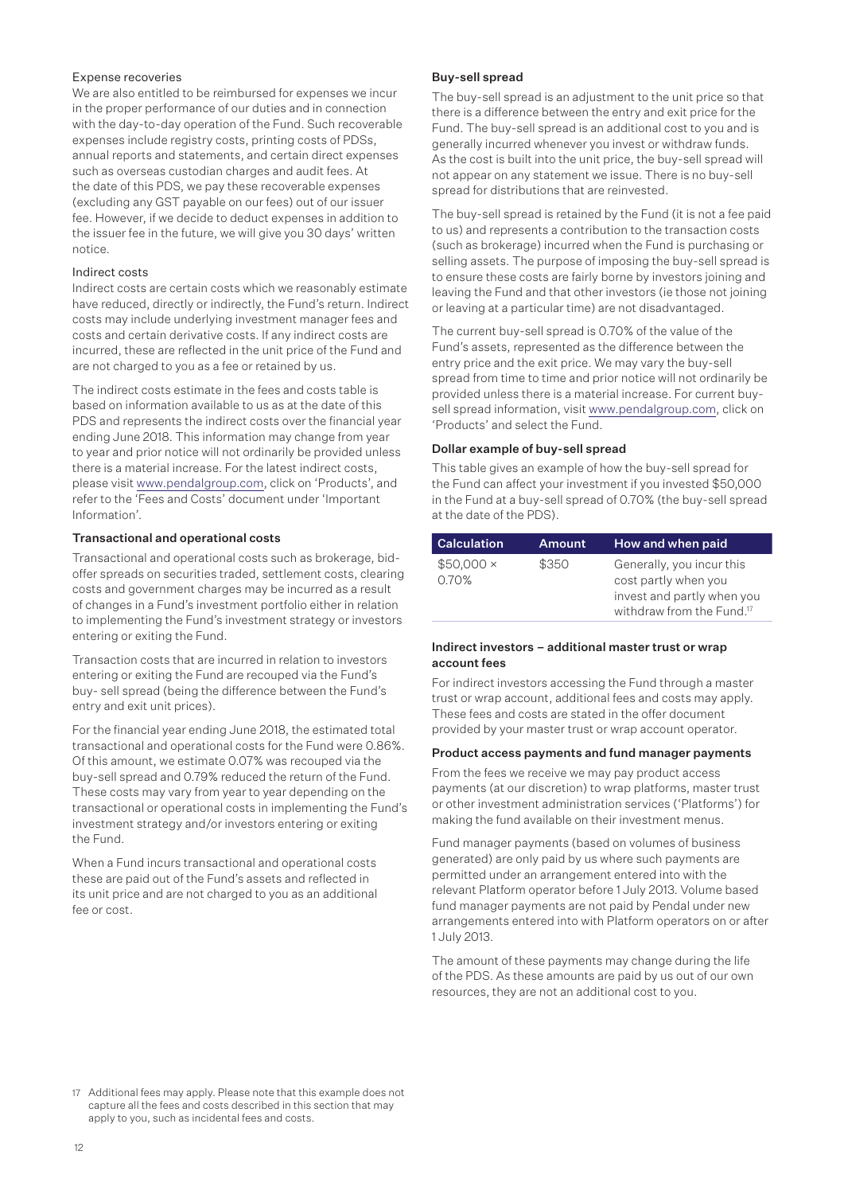#### Expense recoveries

We are also entitled to be reimbursed for expenses we incur in the proper performance of our duties and in connection with the day-to-day operation of the Fund. Such recoverable expenses include registry costs, printing costs of PDSs, annual reports and statements, and certain direct expenses such as overseas custodian charges and audit fees. At the date of this PDS, we pay these recoverable expenses (excluding any GST payable on our fees) out of our issuer fee. However, if we decide to deduct expenses in addition to the issuer fee in the future, we will give you 30 days' written notice.

#### Indirect costs

Indirect costs are certain costs which we reasonably estimate have reduced, directly or indirectly, the Fund's return. Indirect costs may include underlying investment manager fees and costs and certain derivative costs. If any indirect costs are incurred, these are reflected in the unit price of the Fund and are not charged to you as a fee or retained by us.

The indirect costs estimate in the fees and costs table is based on information available to us as at the date of this PDS and represents the indirect costs over the financial year ending June 2018. This information may change from year to year and prior notice will not ordinarily be provided unless there is a material increase. For the latest indirect costs, please visit www.pendalgroup.com, click on 'Products', and refer to the 'Fees and Costs' document under 'Important Information'.

### Transactional and operational costs

Transactional and operational costs such as brokerage, bid-offer spreads on securities traded, settlement costs, clearing costs and government charges may be incurred as a result of changes in a Fund's investment portfolio either in relation to implementing the Fund's investment strategy or investors entering or exiting the Fund.

Transaction costs that are incurred in relation to investors entering or exiting the Fund are recouped via the Fund's buy- sell spread (being the difference between the Fund's entry and exit unit prices).

For the financial year ending June 2018, the estimated total transactional and operational costs for the Fund were 0.86%. Of this amount, we estimate 0.07% was recouped via the buy-sell spread and 0.79% reduced the return of the Fund. These costs may vary from year to year depending on the transactional or operational costs in implementing the Fund's investment strategy and/or investors entering or exiting the Fund.

When a Fund incurs transactional and operational costs these are paid out of the Fund's assets and reflected in its unit price and are not charged to you as an additional fee or cost.

### Buy-sell spread

The buy-sell spread is an adjustment to the unit price so that there is a difference between the entry and exit price for the Fund. The buy-sell spread is an additional cost to you and is generally incurred whenever you invest or withdraw funds. As the cost is built into the unit price, the buy-sell spread will not appear on any statement we issue. There is no buy-sell spread for distributions that are reinvested.

The buy-sell spread is retained by the Fund (it is not a fee paid to us) and represents a contribution to the transaction costs (such as brokerage) incurred when the Fund is purchasing or selling assets. The purpose of imposing the buy-sell spread is to ensure these costs are fairly borne by investors joining and leaving the Fund and that other investors (ie those not joining or leaving at a particular time) are not disadvantaged.

The current buy-sell spread is 0.70% of the value of the Fund's assets, represented as the difference between the entry price and the exit price. We may vary the buy-sell spread from time to time and prior notice will not ordinarily be provided unless there is a material increase. For current buy-sell spread information, visit www.pendalgroup.com, click on 'Products' and select the Fund.

### Dollar example of buy-sell spread

This table gives an example of how the buy-sell spread for the Fund can affect your investment if you invested $50,000 in the Fund at a buy-sell spread of 0.70% (the buy-sell spread at the date of the PDS).

| Calculation | Amount | How and when paid |
|---|---|---|
| $50,000 × 0.70% | $350 | Generally, you incur this cost partly when you invest and partly when you withdraw from the Fund.[17] |

### Indirect investors – additional master trust or wrap account fees

For indirect investors accessing the Fund through a master trust or wrap account, additional fees and costs may apply. These fees and costs are stated in the offer document provided by your master trust or wrap account operator.

### Product access payments and fund manager payments

From the fees we receive we may pay product access payments (at our discretion) to wrap platforms, master trust or other investment administration services ('Platforms') for making the fund available on their investment menus.

Fund manager payments (based on volumes of business generated) are only paid by us where such payments are permitted under an arrangement entered into with the relevant Platform operator before 1 July 2013. Volume based fund manager payments are not paid by Pendal under new arrangements entered into with Platform operators on or after 1 July 2013.

The amount of these payments may change during the life of the PDS. As these amounts are paid by us out of our own resources, they are not an additional cost to you.

17 Additional fees may apply. Please note that this example does not capture all the fees and costs described in this section that may apply to you, such as incidental fees and costs.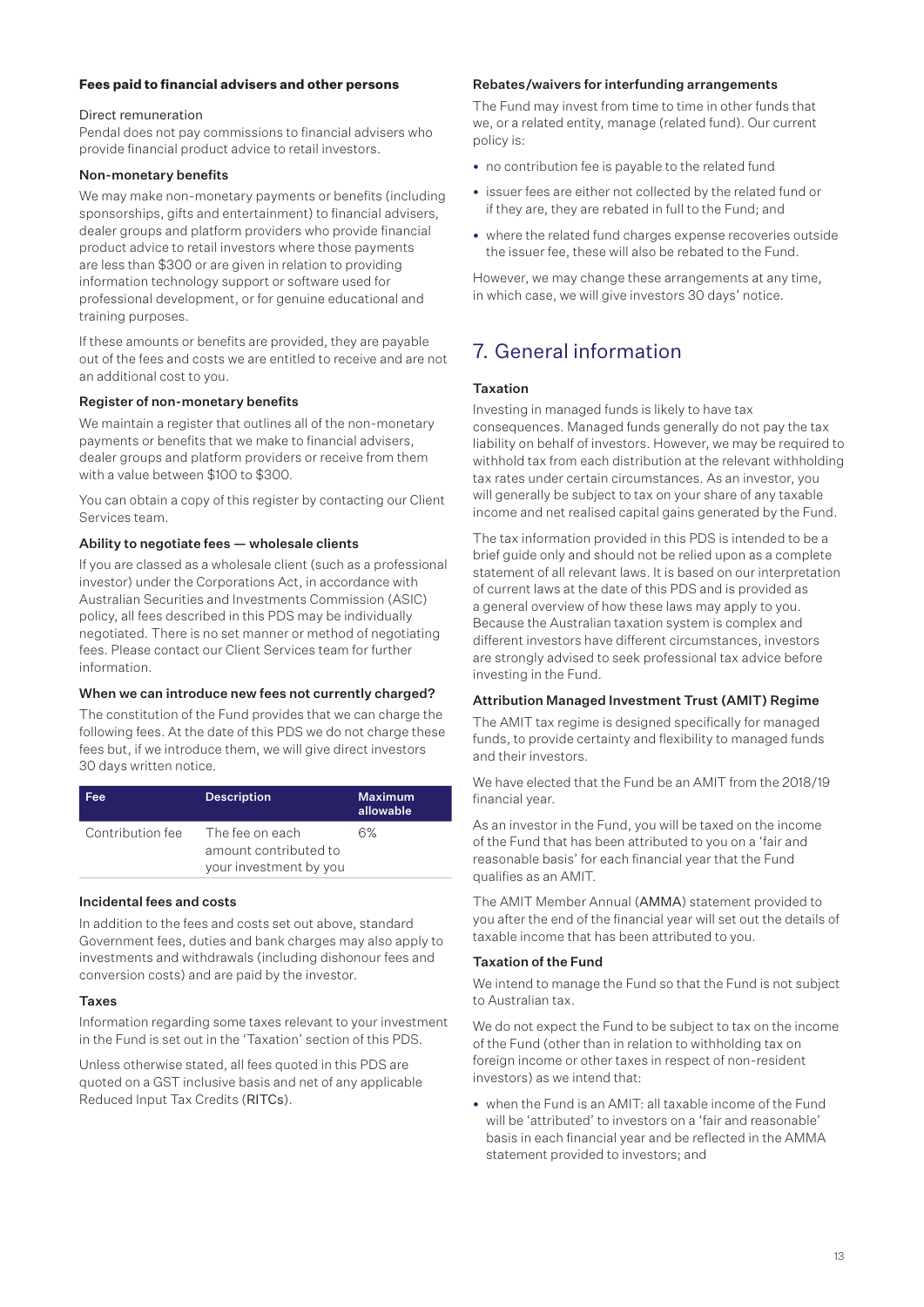### Fees paid to financial advisers and other persons

Direct remuneration

Pendal does not pay commissions to financial advisers who provide financial product advice to retail investors.

#### Non-monetary benefits

We may make non-monetary payments or benefits (including sponsorships, gifts and entertainment) to financial advisers, dealer groups and platform providers who provide financial product advice to retail investors where those payments are less than $300 or are given in relation to providing information technology support or software used for professional development, or for genuine educational and training purposes.

If these amounts or benefits are provided, they are payable out of the fees and costs we are entitled to receive and are not an additional cost to you.

#### Register of non-monetary benefits

We maintain a register that outlines all of the non-monetary payments or benefits that we make to financial advisers, dealer groups and platform providers or receive from them with a value between $100 to $300.

You can obtain a copy of this register by contacting our Client Services team.

#### Ability to negotiate fees — wholesale clients

If you are classed as a wholesale client (such as a professional investor) under the Corporations Act, in accordance with Australian Securities and Investments Commission (ASIC) policy, all fees described in this PDS may be individually negotiated. There is no set manner or method of negotiating fees. Please contact our Client Services team for further information.

#### When we can introduce new fees not currently charged?

The constitution of the Fund provides that we can charge the following fees. At the date of this PDS we do not charge these fees but, if we introduce them, we will give direct investors 30 days written notice.

| Fee | Description | Maximum allowable |
|---|---|---|
| Contribution fee | The fee on each amount contributed to your investment by you | 6% |

#### Incidental fees and costs

In addition to the fees and costs set out above, standard Government fees, duties and bank charges may also apply to investments and withdrawals (including dishonour fees and conversion costs) and are paid by the investor.

#### Taxes

Information regarding some taxes relevant to your investment in the Fund is set out in the 'Taxation' section of this PDS.

Unless otherwise stated, all fees quoted in this PDS are quoted on a GST inclusive basis and net of any applicable Reduced Input Tax Credits (RITCs).

#### Rebates/waivers for interfunding arrangements

The Fund may invest from time to time in other funds that we, or a related entity, manage (related fund). Our current policy is:

- no contribution fee is payable to the related fund
- issuer fees are either not collected by the related fund or if they are, they are rebated in full to the Fund; and
- where the related fund charges expense recoveries outside the issuer fee, these will also be rebated to the Fund.

However, we may change these arrangements at any time, in which case, we will give investors 30 days' notice.

## 7. General information

#### Taxation

Investing in managed funds is likely to have tax consequences. Managed funds generally do not pay the tax liability on behalf of investors. However, we may be required to withhold tax from each distribution at the relevant withholding tax rates under certain circumstances. As an investor, you will generally be subject to tax on your share of any taxable income and net realised capital gains generated by the Fund.

The tax information provided in this PDS is intended to be a brief guide only and should not be relied upon as a complete statement of all relevant laws. It is based on our interpretation of current laws at the date of this PDS and is provided as a general overview of how these laws may apply to you. Because the Australian taxation system is complex and different investors have different circumstances, investors are strongly advised to seek professional tax advice before investing in the Fund.

#### Attribution Managed Investment Trust (AMIT) Regime

The AMIT tax regime is designed specifically for managed funds, to provide certainty and flexibility to managed funds and their investors.

We have elected that the Fund be an AMIT from the 2018/19 financial year.

As an investor in the Fund, you will be taxed on the income of the Fund that has been attributed to you on a 'fair and reasonable basis' for each financial year that the Fund qualifies as an AMIT.

The AMIT Member Annual (AMMA) statement provided to you after the end of the financial year will set out the details of taxable income that has been attributed to you.

#### Taxation of the Fund

We intend to manage the Fund so that the Fund is not subject to Australian tax.

We do not expect the Fund to be subject to tax on the income of the Fund (other than in relation to withholding tax on foreign income or other taxes in respect of non-resident investors) as we intend that:

- when the Fund is an AMIT: all taxable income of the Fund will be 'attributed' to investors on a 'fair and reasonable' basis in each financial year and be reflected in the AMMA statement provided to investors; and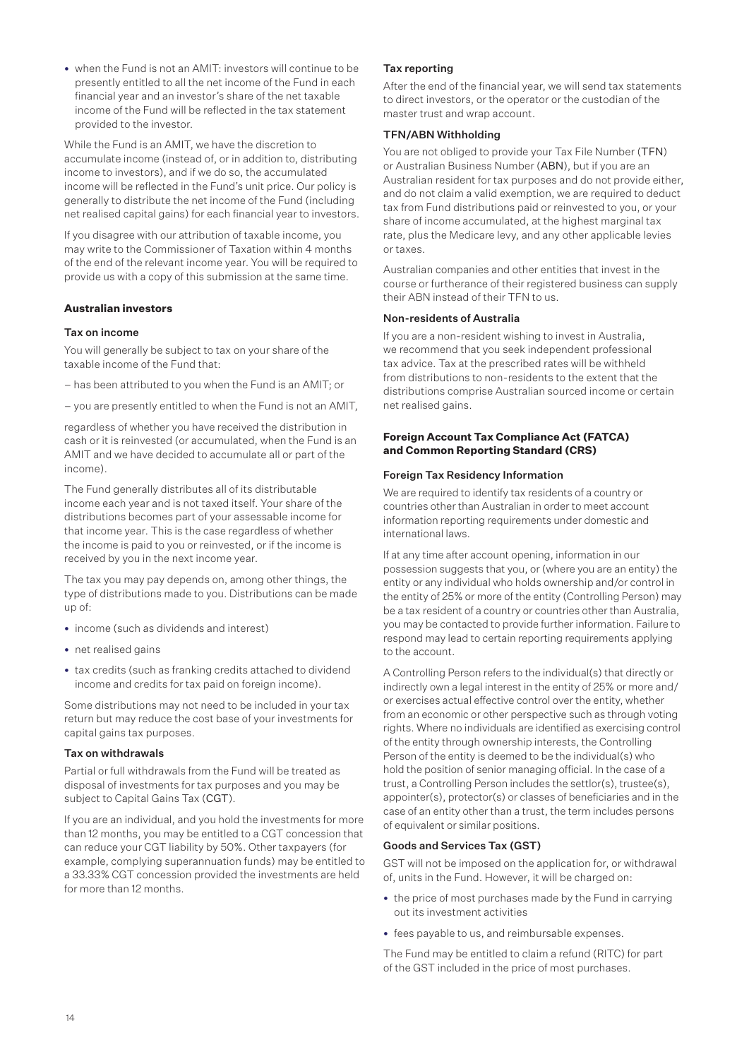- when the Fund is not an AMIT: investors will continue to be presently entitled to all the net income of the Fund in each financial year and an investor's share of the net taxable income of the Fund will be reflected in the tax statement provided to the investor.

While the Fund is an AMIT, we have the discretion to accumulate income (instead of, or in addition to, distributing income to investors), and if we do so, the accumulated income will be reflected in the Fund's unit price. Our policy is generally to distribute the net income of the Fund (including net realised capital gains) for each financial year to investors.

If you disagree with our attribution of taxable income, you may write to the Commissioner of Taxation within 4 months of the end of the relevant income year. You will be required to provide us with a copy of this submission at the same time.

**Australian investors**

#### Tax on income

You will generally be subject to tax on your share of the taxable income of the Fund that:

– has been attributed to you when the Fund is an AMIT; or

– you are presently entitled to when the Fund is not an AMIT,

regardless of whether you have received the distribution in cash or it is reinvested (or accumulated, when the Fund is an AMIT and we have decided to accumulate all or part of the income).

The Fund generally distributes all of its distributable income each year and is not taxed itself. Your share of the distributions becomes part of your assessable income for that income year. This is the case regardless of whether the income is paid to you or reinvested, or if the income is received by you in the next income year.

The tax you may pay depends on, among other things, the type of distributions made to you. Distributions can be made up of:

- income (such as dividends and interest)
- net realised gains
- tax credits (such as franking credits attached to dividend income and credits for tax paid on foreign income).

Some distributions may not need to be included in your tax return but may reduce the cost base of your investments for capital gains tax purposes.

#### Tax on withdrawals

Partial or full withdrawals from the Fund will be treated as disposal of investments for tax purposes and you may be subject to Capital Gains Tax (CGT).

If you are an individual, and you hold the investments for more than 12 months, you may be entitled to a CGT concession that can reduce your CGT liability by 50%. Other taxpayers (for example, complying superannuation funds) may be entitled to a 33.33% CGT concession provided the investments are held for more than 12 months.

#### Tax reporting

After the end of the financial year, we will send tax statements to direct investors, or the operator or the custodian of the master trust and wrap account.

#### TFN/ABN Withholding

You are not obliged to provide your Tax File Number (TFN) or Australian Business Number (ABN), but if you are an Australian resident for tax purposes and do not provide either, and do not claim a valid exemption, we are required to deduct tax from Fund distributions paid or reinvested to you, or your share of income accumulated, at the highest marginal tax rate, plus the Medicare levy, and any other applicable levies or taxes.

Australian companies and other entities that invest in the course or furtherance of their registered business can supply their ABN instead of their TFN to us.

#### Non-residents of Australia

If you are a non-resident wishing to invest in Australia, we recommend that you seek independent professional tax advice. Tax at the prescribed rates will be withheld from distributions to non-residents to the extent that the distributions comprise Australian sourced income or certain net realised gains.

**Foreign Account Tax Compliance Act (FATCA) and Common Reporting Standard (CRS)**

#### Foreign Tax Residency Information

We are required to identify tax residents of a country or countries other than Australian in order to meet account information reporting requirements under domestic and international laws.

If at any time after account opening, information in our possession suggests that you, or (where you are an entity) the entity or any individual who holds ownership and/or control in the entity of 25% or more of the entity (Controlling Person) may be a tax resident of a country or countries other than Australia, you may be contacted to provide further information. Failure to respond may lead to certain reporting requirements applying to the account.

A Controlling Person refers to the individual(s) that directly or indirectly own a legal interest in the entity of 25% or more and/or exercises actual effective control over the entity, whether from an economic or other perspective such as through voting rights. Where no individuals are identified as exercising control of the entity through ownership interests, the Controlling Person of the entity is deemed to be the individual(s) who hold the position of senior managing official. In the case of a trust, a Controlling Person includes the settlor(s), trustee(s), appointer(s), protector(s) or classes of beneficiaries and in the case of an entity other than a trust, the term includes persons of equivalent or similar positions.

#### Goods and Services Tax (GST)

GST will not be imposed on the application for, or withdrawal of, units in the Fund. However, it will be charged on:

- the price of most purchases made by the Fund in carrying out its investment activities
- fees payable to us, and reimbursable expenses.

The Fund may be entitled to claim a refund (RITC) for part of the GST included in the price of most purchases.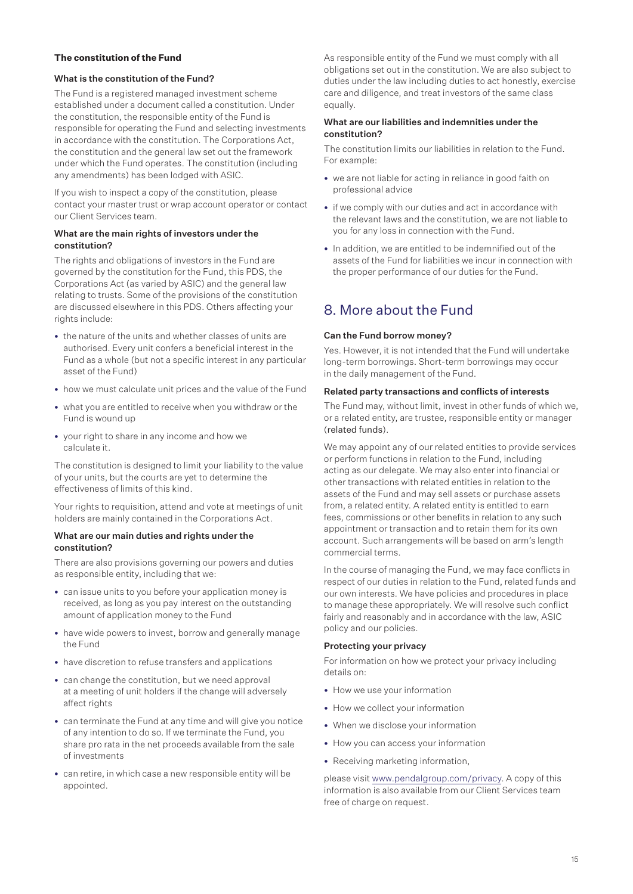**The constitution of the Fund**

### What is the constitution of the Fund?

The Fund is a registered managed investment scheme established under a document called a constitution. Under the constitution, the responsible entity of the Fund is responsible for operating the Fund and selecting investments in accordance with the constitution. The Corporations Act, the constitution and the general law set out the framework under which the Fund operates. The constitution (including any amendments) has been lodged with ASIC.

If you wish to inspect a copy of the constitution, please contact your master trust or wrap account operator or contact our Client Services team.

### What are the main rights of investors under the constitution?

The rights and obligations of investors in the Fund are governed by the constitution for the Fund, this PDS, the Corporations Act (as varied by ASIC) and the general law relating to trusts. Some of the provisions of the constitution are discussed elsewhere in this PDS. Others affecting your rights include:

- the nature of the units and whether classes of units are authorised. Every unit confers a beneficial interest in the Fund as a whole (but not a specific interest in any particular asset of the Fund)
- how we must calculate unit prices and the value of the Fund
- what you are entitled to receive when you withdraw or the Fund is wound up
- your right to share in any income and how we calculate it.

The constitution is designed to limit your liability to the value of your units, but the courts are yet to determine the effectiveness of limits of this kind.

Your rights to requisition, attend and vote at meetings of unit holders are mainly contained in the Corporations Act.

### What are our main duties and rights under the constitution?

There are also provisions governing our powers and duties as responsible entity, including that we:

- can issue units to you before your application money is received, as long as you pay interest on the outstanding amount of application money to the Fund
- have wide powers to invest, borrow and generally manage the Fund
- have discretion to refuse transfers and applications
- can change the constitution, but we need approval at a meeting of unit holders if the change will adversely affect rights
- can terminate the Fund at any time and will give you notice of any intention to do so. If we terminate the Fund, you share pro rata in the net proceeds available from the sale of investments
- can retire, in which case a new responsible entity will be appointed.

As responsible entity of the Fund we must comply with all obligations set out in the constitution. We are also subject to duties under the law including duties to act honestly, exercise care and diligence, and treat investors of the same class equally.

### What are our liabilities and indemnities under the constitution?

The constitution limits our liabilities in relation to the Fund. For example:

- we are not liable for acting in reliance in good faith on professional advice
- if we comply with our duties and act in accordance with the relevant laws and the constitution, we are not liable to you for any loss in connection with the Fund.
- In addition, we are entitled to be indemnified out of the assets of the Fund for liabilities we incur in connection with the proper performance of our duties for the Fund.

## 8. More about the Fund

### Can the Fund borrow money?

Yes. However, it is not intended that the Fund will undertake long-term borrowings. Short-term borrowings may occur in the daily management of the Fund.

### Related party transactions and conflicts of interests

The Fund may, without limit, invest in other funds of which we, or a related entity, are trustee, responsible entity or manager (related funds).

We may appoint any of our related entities to provide services or perform functions in relation to the Fund, including acting as our delegate. We may also enter into financial or other transactions with related entities in relation to the assets of the Fund and may sell assets or purchase assets from, a related entity. A related entity is entitled to earn fees, commissions or other benefits in relation to any such appointment or transaction and to retain them for its own account. Such arrangements will be based on arm's length commercial terms.

In the course of managing the Fund, we may face conflicts in respect of our duties in relation to the Fund, related funds and our own interests. We have policies and procedures in place to manage these appropriately. We will resolve such conflict fairly and reasonably and in accordance with the law, ASIC policy and our policies.

### Protecting your privacy

For information on how we protect your privacy including details on:

- How we use your information
- How we collect your information
- When we disclose your information
- How you can access your information
- Receiving marketing information,

please visit www.pendalgroup.com/privacy. A copy of this information is also available from our Client Services team free of charge on request.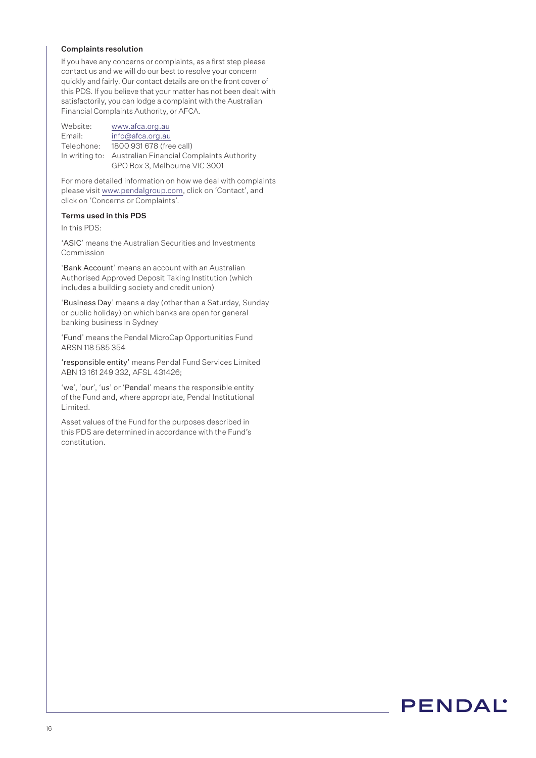### Complaints resolution

If you have any concerns or complaints, as a first step please contact us and we will do our best to resolve your concern quickly and fairly. Our contact details are on the front cover of this PDS. If you believe that your matter has not been dealt with satisfactorily, you can lodge a complaint with the Australian Financial Complaints Authority, or AFCA.

| | |
|---|---|
| Website: | www.afca.org.au |
| Email: | info@afca.org.au |
| Telephone: | 1800 931 678 (free call) |
| In writing to: | Australian Financial Complaints Authority<br>GPO Box 3, Melbourne VIC 3001 |

For more detailed information on how we deal with complaints please visit www.pendalgroup.com, click on 'Contact', and click on 'Concerns or Complaints'.

### Terms used in this PDS

In this PDS:

'**ASIC**' means the Australian Securities and Investments Commission

'**Bank Account**' means an account with an Australian Authorised Approved Deposit Taking Institution (which includes a building society and credit union)

'**Business Day**' means a day (other than a Saturday, Sunday or public holiday) on which banks are open for general banking business in Sydney

'**Fund**' means the Pendal MicroCap Opportunities Fund ARSN 118 585 354

'**responsible entity**' means Pendal Fund Services Limited ABN 13 161 249 332, AFSL 431426;

'**we**', '**our**', '**us**' or '**Pendal**' means the responsible entity of the Fund and, where appropriate, Pendal Institutional Limited.

Asset values of the Fund for the purposes described in this PDS are determined in accordance with the Fund's constitution.

PENDAL